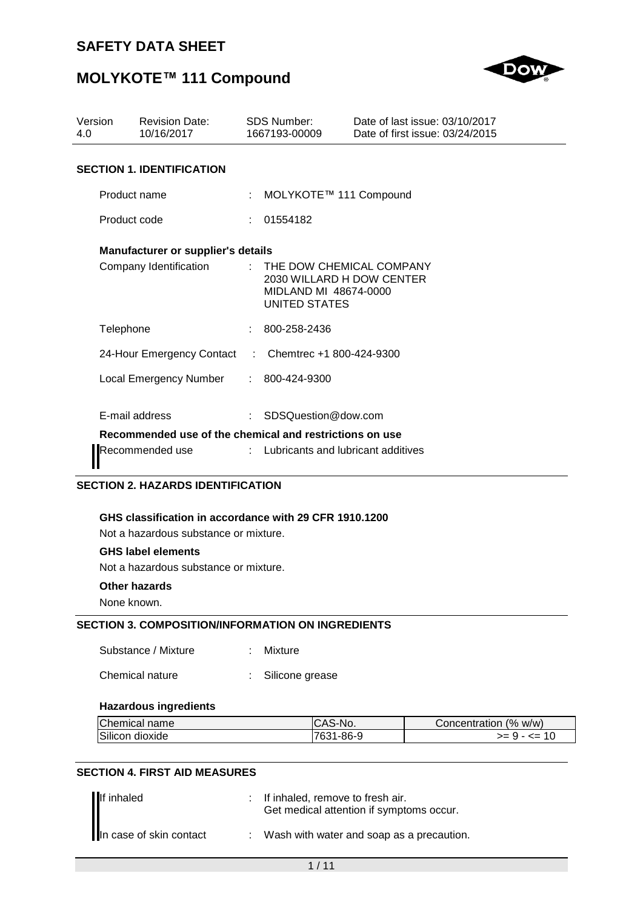# SAFETY DATA SHEET

# MOLYKOTE™ 111 Compound

| Version | Revision Date: | SDS Number: | Date of last issue: 03/10/2017 |
|---|---|---|---|
| 4.0 | 10/16/2017 | 1667193-00009 | Date of first issue: 03/24/2015 |

## SECTION 1. IDENTIFICATION

Product name : MOLYKOTE™ 111 Compound

Product code : 01554182

**Manufacturer or supplier's details**

Company Identification : THE DOW CHEMICAL COMPANY
2030 WILLARD H DOW CENTER
MIDLAND MI 48674-0000
UNITED STATES

Telephone : 800-258-2436

24-Hour Emergency Contact : Chemtrec +1 800-424-9300

Local Emergency Number : 800-424-9300

E-mail address : SDSQuestion@dow.com

**Recommended use of the chemical and restrictions on use**

Recommended use : Lubricants and lubricant additives

## SECTION 2. HAZARDS IDENTIFICATION

**GHS classification in accordance with 29 CFR 1910.1200**

Not a hazardous substance or mixture.

**GHS label elements**

Not a hazardous substance or mixture.

**Other hazards**

None known.

## SECTION 3. COMPOSITION/INFORMATION ON INGREDIENTS

Substance / Mixture : Mixture

Chemical nature : Silicone grease

**Hazardous ingredients**

| Chemical name | CAS-No. | Concentration (% w/w) |
|---|---|---|
| Silicon dioxide | 7631-86-9 | >= 9 - <= 10 |

## SECTION 4. FIRST AID MEASURES

If inhaled : If inhaled, remove to fresh air.
Get medical attention if symptoms occur.

In case of skin contact : Wash with water and soap as a precaution.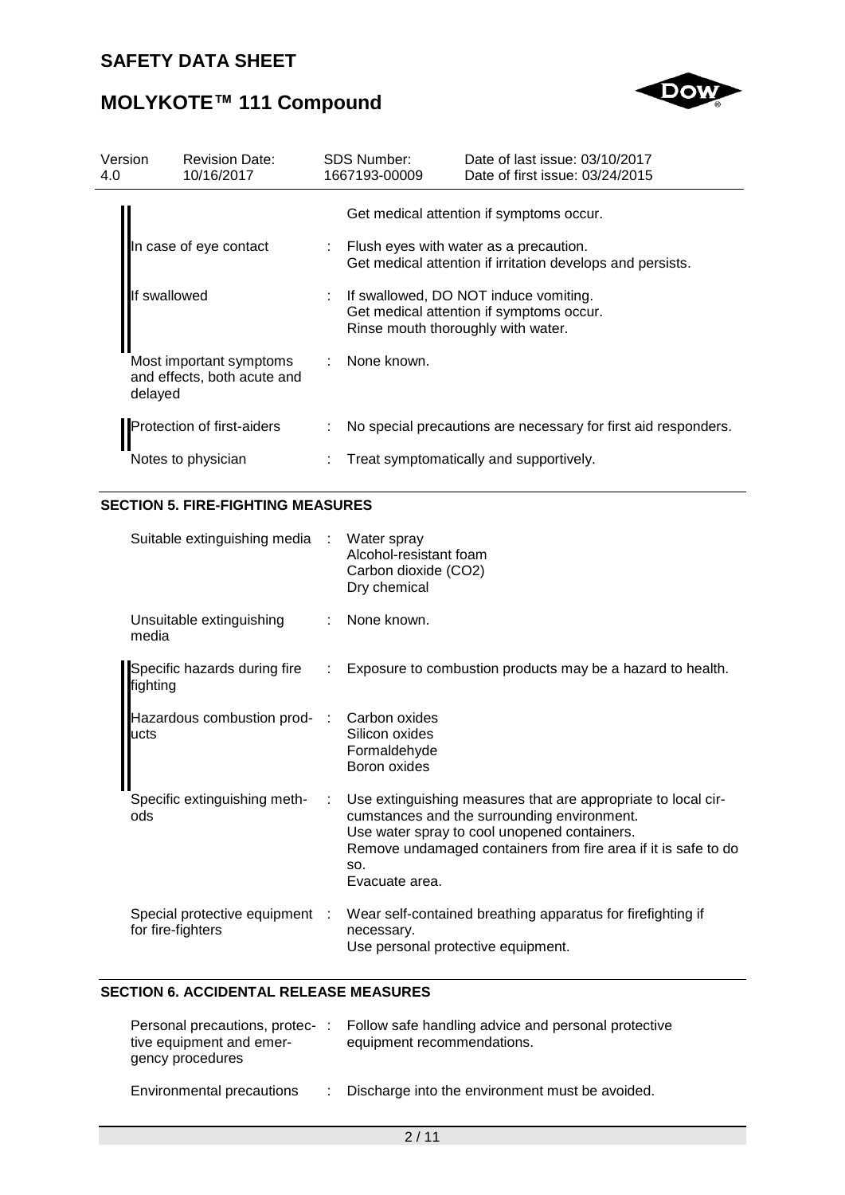| | | |
|---|---|---|
| | | Get medical attention if symptoms occur. |
| In case of eye contact | : | Flush eyes with water as a precaution.<br>Get medical attention if irritation develops and persists. |
| If swallowed | : | If swallowed, DO NOT induce vomiting.<br>Get medical attention if symptoms occur.<br>Rinse mouth thoroughly with water. |
| Most important symptoms and effects, both acute and delayed | : | None known. |
| Protection of first-aiders | : | No special precautions are necessary for first aid responders. |
| Notes to physician | : | Treat symptomatically and supportively. |

## SECTION 5. FIRE-FIGHTING MEASURES

| | | |
|---|---|---|
| Suitable extinguishing media | : | Water spray<br>Alcohol-resistant foam<br>Carbon dioxide ($CO_2$)<br>Dry chemical |
| Unsuitable extinguishing media | : | None known. |
| Specific hazards during fire fighting | : | Exposure to combustion products may be a hazard to health. |
| Hazardous combustion products | : | Carbon oxides<br>Silicon oxides<br>Formaldehyde<br>Boron oxides |
| Specific extinguishing methods | : | Use extinguishing measures that are appropriate to local circumstances and the surrounding environment.<br>Use water spray to cool unopened containers.<br>Remove undamaged containers from fire area if it is safe to do so.<br>Evacuate area. |
| Special protective equipment for fire-fighters | : | Wear self-contained breathing apparatus for firefighting if necessary.<br>Use personal protective equipment. |

## SECTION 6. ACCIDENTAL RELEASE MEASURES

| | | |
|---|---|---|
| Personal precautions, protective equipment and emergency procedures | : | Follow safe handling advice and personal protective equipment recommendations. |
| Environmental precautions | : | Discharge into the environment must be avoided. |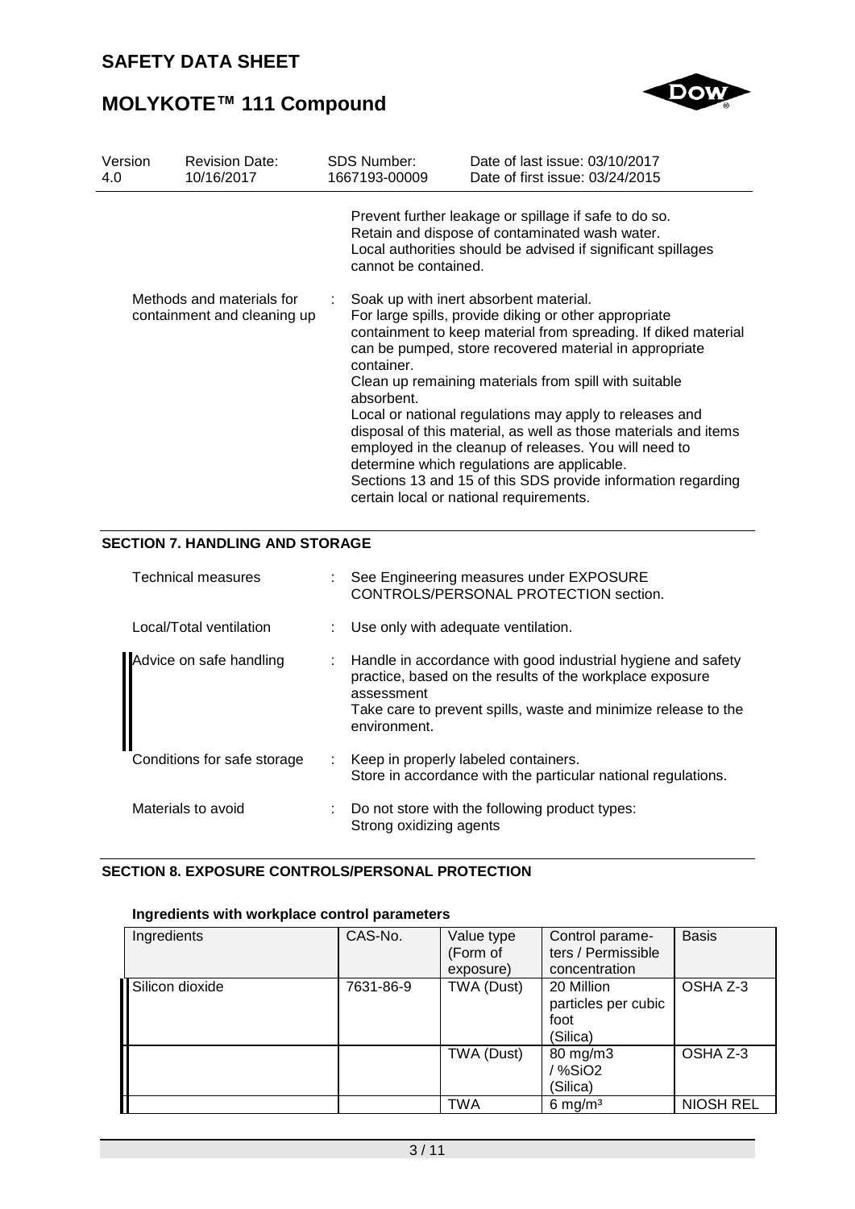Prevent further leakage or spillage if safe to do so.
Retain and dispose of contaminated wash water.
Local authorities should be advised if significant spillages cannot be contained.

| | | |
|---|---|---|
| Methods and materials for containment and cleaning up | : | Soak up with inert absorbent material.<br>For large spills, provide diking or other appropriate containment to keep material from spreading. If diked material can be pumped, store recovered material in appropriate container.<br>Clean up remaining materials from spill with suitable absorbent.<br>Local or national regulations may apply to releases and disposal of this material, as well as those materials and items employed in the cleanup of releases. You will need to determine which regulations are applicable.<br>Sections 13 and 15 of this SDS provide information regarding certain local or national requirements. |

## SECTION 7. HANDLING AND STORAGE

| | | |
|---|---|---|
| Technical measures | : | See Engineering measures under EXPOSURE CONTROLS/PERSONAL PROTECTION section. |
| Local/Total ventilation | : | Use only with adequate ventilation. |
| Advice on safe handling | : | Handle in accordance with good industrial hygiene and safety practice, based on the results of the workplace exposure assessment<br>Take care to prevent spills, waste and minimize release to the environment. |
| Conditions for safe storage | : | Keep in properly labeled containers.<br>Store in accordance with the particular national regulations. |
| Materials to avoid | : | Do not store with the following product types:<br>Strong oxidizing agents |

## SECTION 8. EXPOSURE CONTROLS/PERSONAL PROTECTION

### Ingredients with workplace control parameters

| Ingredients | CAS-No. | Value type (Form of exposure) | Control parameters / Permissible concentration | Basis |
|---|---|---|---|---|
| Silicon dioxide | 7631-86-9 | TWA (Dust) | 20 Million particles per cubic foot (Silica) | OSHA Z-3 |
| | | TWA (Dust) | 80 mg/m3 / %$SiO_2$ (Silica) | OSHA Z-3 |
| | | TWA | 6 mg/m³ | NIOSH REL |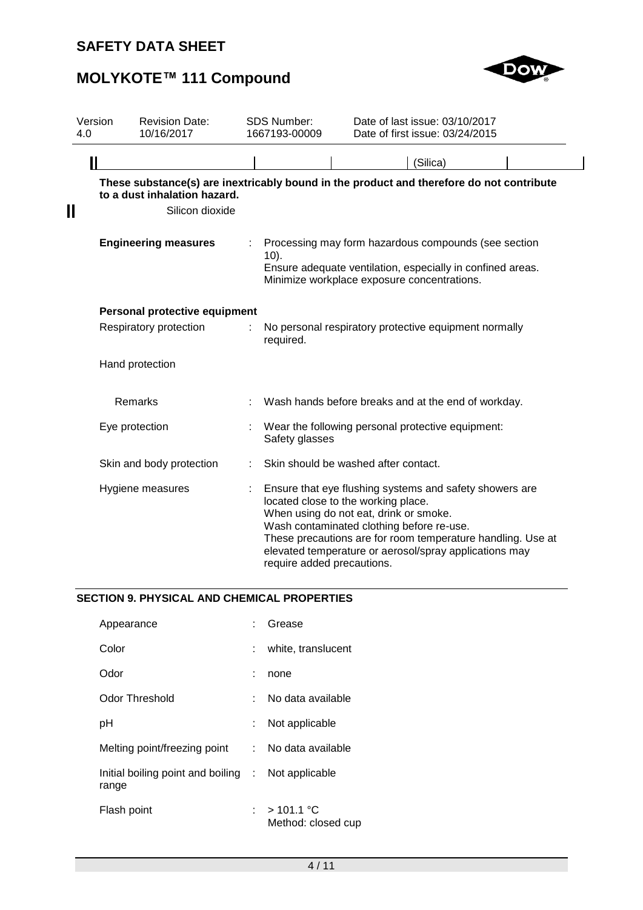| | | | | |
|---|---|---|---|---|
| | | | (Silica) | |

**These substance(s) are inextricably bound in the product and therefore do not contribute to a dust inhalation hazard.**

Silicon dioxide

**Engineering measures** : Processing may form hazardous compounds (see section 10).
Ensure adequate ventilation, especially in confined areas.
Minimize workplace exposure concentrations.

**Personal protective equipment**

Respiratory protection : No personal respiratory protective equipment normally required.

Hand protection

Remarks : Wash hands before breaks and at the end of workday.

Eye protection : Wear the following personal protective equipment:
Safety glasses

Skin and body protection : Skin should be washed after contact.

Hygiene measures : Ensure that eye flushing systems and safety showers are located close to the working place.
When using do not eat, drink or smoke.
Wash contaminated clothing before re-use.
These precautions are for room temperature handling. Use at elevated temperature or aerosol/spray applications may require added precautions.

## SECTION 9. PHYSICAL AND CHEMICAL PROPERTIES

| | |
|---|---|
| Appearance | : Grease |
| Color | : white, translucent |
| Odor | : none |
| Odor Threshold | : No data available |
| pH | : Not applicable |
| Melting point/freezing point | : No data available |
| Initial boiling point and boiling range | : Not applicable |
| Flash point | : > 101.1 °C<br>Method: closed cup |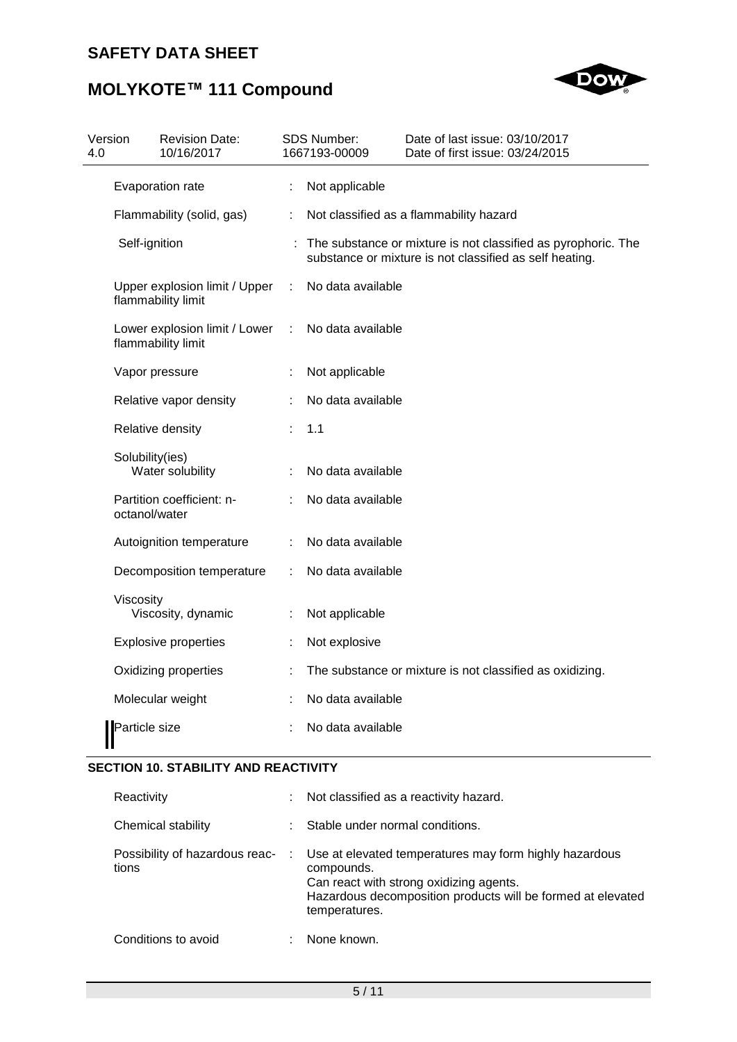| | | |
|---|---|---|
| Evaporation rate | : | Not applicable |
| Flammability (solid, gas) | : | Not classified as a flammability hazard |
| Self-ignition | : | The substance or mixture is not classified as pyrophoric. The substance or mixture is not classified as self heating. |
| Upper explosion limit / Upper flammability limit | : | No data available |
| Lower explosion limit / Lower flammability limit | : | No data available |
| Vapor pressure | : | Not applicable |
| Relative vapor density | : | No data available |
| Relative density | : | 1.1 |
| Solubility(ies)<br>Water solubility | : | No data available |
| Partition coefficient: n-octanol/water | : | No data available |
| Autoignition temperature | : | No data available |
| Decomposition temperature | : | No data available |
| Viscosity<br>Viscosity, dynamic | : | Not applicable |
| Explosive properties | : | Not explosive |
| Oxidizing properties | : | The substance or mixture is not classified as oxidizing. |
| Molecular weight | : | No data available |
| Particle size | : | No data available |

## SECTION 10. STABILITY AND REACTIVITY

| | | |
|---|---|---|
| Reactivity | : | Not classified as a reactivity hazard. |
| Chemical stability | : | Stable under normal conditions. |
| Possibility of hazardous reactions | : | Use at elevated temperatures may form highly hazardous compounds.<br>Can react with strong oxidizing agents.<br>Hazardous decomposition products will be formed at elevated temperatures. |
| Conditions to avoid | : | None known. |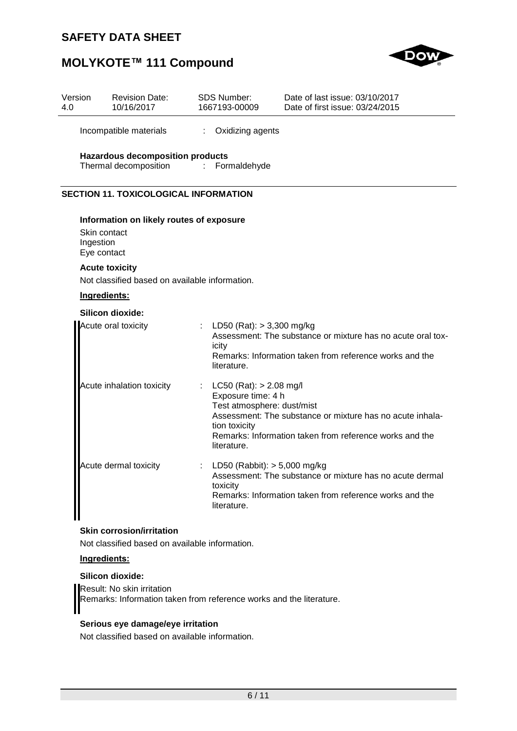| | | |
|---|---|---|
| Incompatible materials | : | Oxidizing agents |

**Hazardous decomposition products**

| | | |
|---|---|---|
| Thermal decomposition | : | Formaldehyde |

## SECTION 11. TOXICOLOGICAL INFORMATION

**Information on likely routes of exposure**

Skin contact
Ingestion
Eye contact

**Acute toxicity**

Not classified based on available information.

**Ingredients:**

**Silicon dioxide:**

| | | |
|---|---|---|
| Acute oral toxicity | : | LD50 (Rat): > 3,300 mg/kg<br>Assessment: The substance or mixture has no acute oral toxicity<br>Remarks: Information taken from reference works and the literature. |
| Acute inhalation toxicity | : | LC50 (Rat): > 2.08 mg/l<br>Exposure time: 4 h<br>Test atmosphere: dust/mist<br>Assessment: The substance or mixture has no acute inhalation toxicity<br>Remarks: Information taken from reference works and the literature. |
| Acute dermal toxicity | : | LD50 (Rabbit): > 5,000 mg/kg<br>Assessment: The substance or mixture has no acute dermal toxicity<br>Remarks: Information taken from reference works and the literature. |

**Skin corrosion/irritation**

Not classified based on available information.

**Ingredients:**

**Silicon dioxide:**

Result: No skin irritation
Remarks: Information taken from reference works and the literature.

**Serious eye damage/eye irritation**

Not classified based on available information.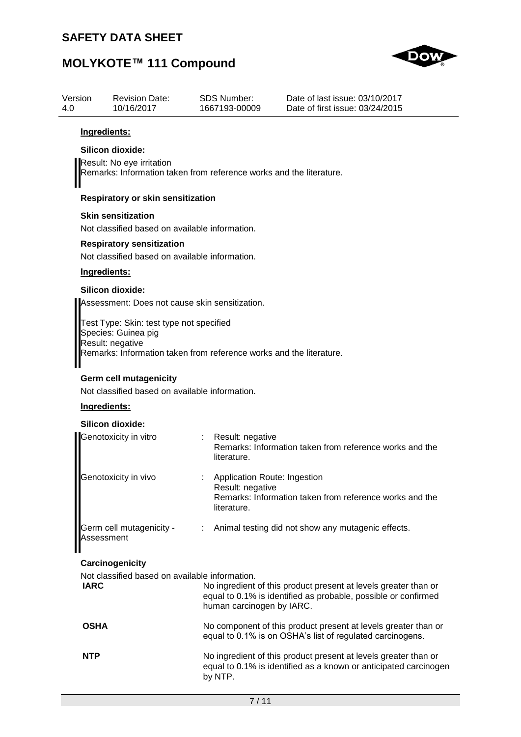**Ingredients:**

**Silicon dioxide:**

Result: No eye irritation
Remarks: Information taken from reference works and the literature.

**Respiratory or skin sensitization**

**Skin sensitization**

Not classified based on available information.

**Respiratory sensitization**

Not classified based on available information.

**Ingredients:**

**Silicon dioxide:**

Assessment: Does not cause skin sensitization.

Test Type: Skin: test type not specified
Species: Guinea pig
Result: negative
Remarks: Information taken from reference works and the literature.

**Germ cell mutagenicity**

Not classified based on available information.

**Ingredients:**

**Silicon dioxide:**

| | | |
|---|---|---|
| Genotoxicity in vitro | : | Result: negative<br>Remarks: Information taken from reference works and the literature. |
| Genotoxicity in vivo | : | Application Route: Ingestion<br>Result: negative<br>Remarks: Information taken from reference works and the literature. |
| Germ cell mutagenicity - Assessment | : | Animal testing did not show any mutagenic effects. |

**Carcinogenicity**

Not classified based on available information.

| | |
|---|---|
| **IARC** | No ingredient of this product present at levels greater than or equal to 0.1% is identified as probable, possible or confirmed human carcinogen by IARC. |
| **OSHA** | No component of this product present at levels greater than or equal to 0.1% is on OSHA's list of regulated carcinogens. |
| **NTP** | No ingredient of this product present at levels greater than or equal to 0.1% is identified as a known or anticipated carcinogen by NTP. |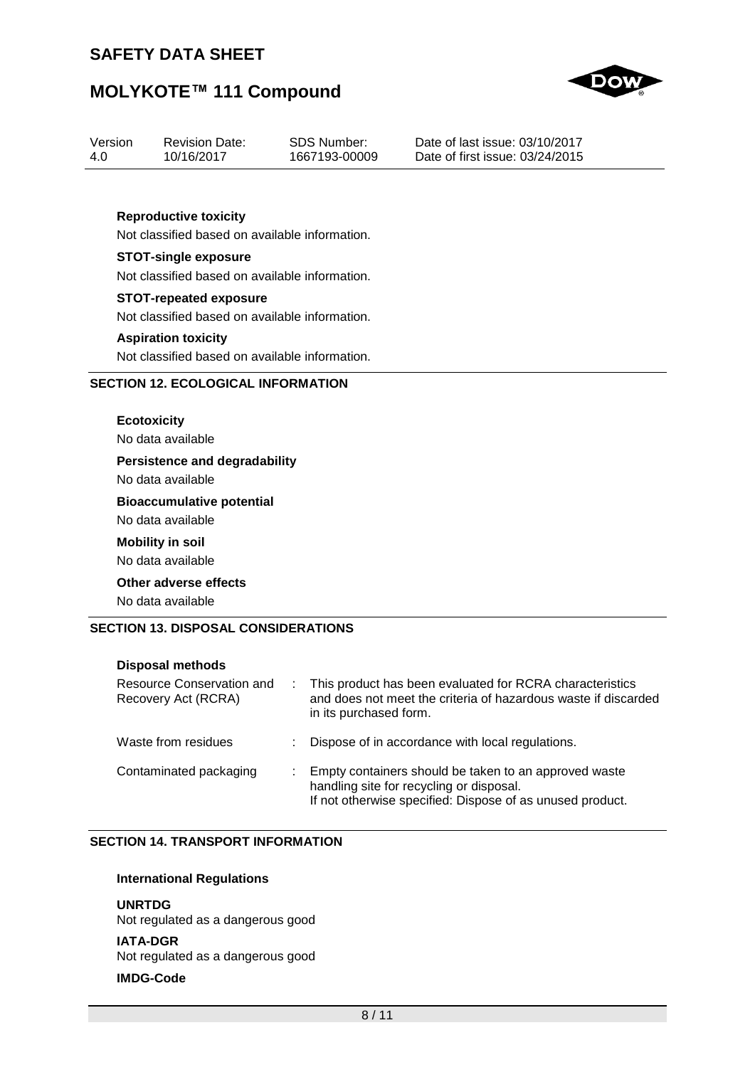**Reproductive toxicity**

Not classified based on available information.

**STOT-single exposure**

Not classified based on available information.

**STOT-repeated exposure**

Not classified based on available information.

**Aspiration toxicity**

Not classified based on available information.

## SECTION 12. ECOLOGICAL INFORMATION

**Ecotoxicity**

No data available

**Persistence and degradability**

No data available

**Bioaccumulative potential**

No data available

**Mobility in soil**

No data available

**Other adverse effects**

No data available

## SECTION 13. DISPOSAL CONSIDERATIONS

**Disposal methods**

| | | |
|---|---|---|
| Resource Conservation and Recovery Act (RCRA) | : | This product has been evaluated for RCRA characteristics and does not meet the criteria of hazardous waste if discarded in its purchased form. |
| Waste from residues | : | Dispose of in accordance with local regulations. |
| Contaminated packaging | : | Empty containers should be taken to an approved waste handling site for recycling or disposal. If not otherwise specified: Dispose of as unused product. |

## SECTION 14. TRANSPORT INFORMATION

**International Regulations**

**UNRTDG**

Not regulated as a dangerous good

**IATA-DGR**

Not regulated as a dangerous good

**IMDG-Code**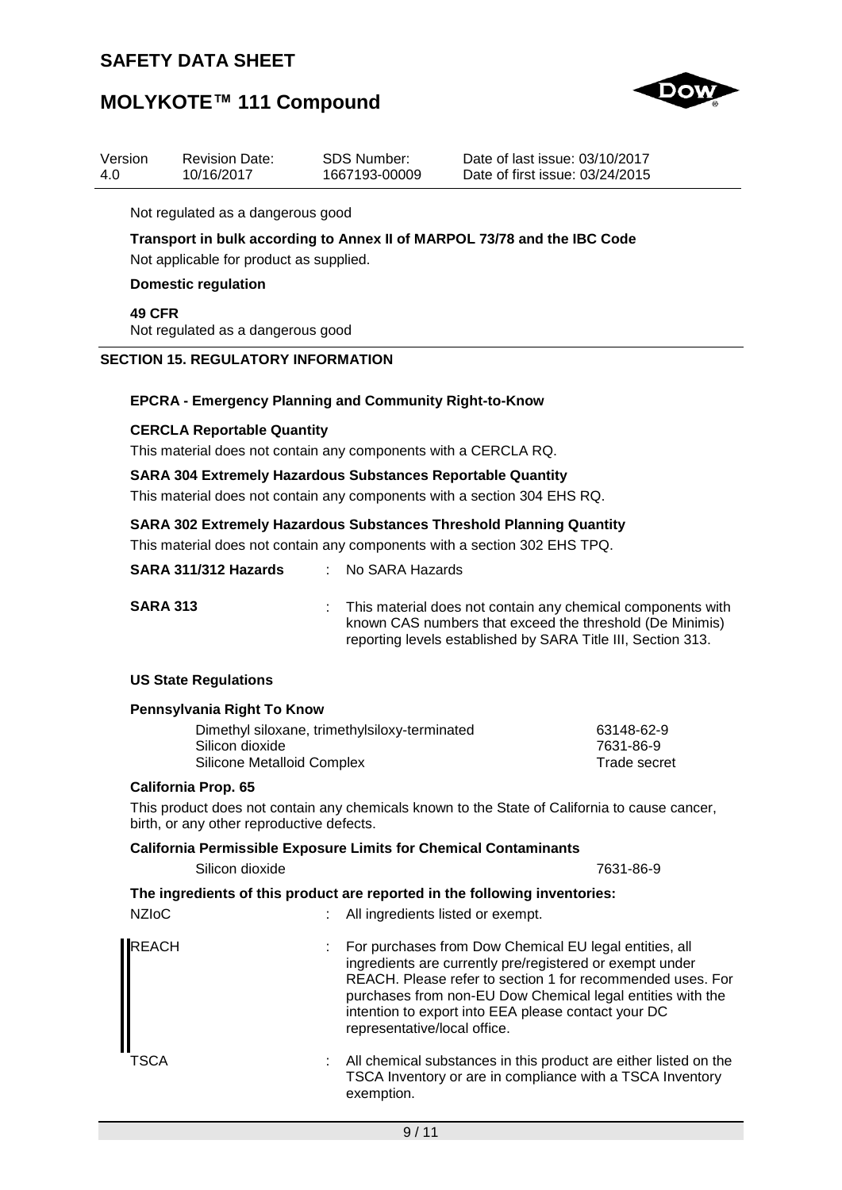Not regulated as a dangerous good

**Transport in bulk according to Annex II of MARPOL 73/78 and the IBC Code**

Not applicable for product as supplied.

**Domestic regulation**

**49 CFR**

Not regulated as a dangerous good

## SECTION 15. REGULATORY INFORMATION

**EPCRA - Emergency Planning and Community Right-to-Know**

**CERCLA Reportable Quantity**

This material does not contain any components with a CERCLA RQ.

**SARA 304 Extremely Hazardous Substances Reportable Quantity**

This material does not contain any components with a section 304 EHS RQ.

**SARA 302 Extremely Hazardous Substances Threshold Planning Quantity**

This material does not contain any components with a section 302 EHS TPQ.

**SARA 311/312 Hazards** : No SARA Hazards

**SARA 313** : This material does not contain any chemical components with known CAS numbers that exceed the threshold (De Minimis) reporting levels established by SARA Title III, Section 313.

**US State Regulations**

**Pennsylvania Right To Know**

| | |
|---|---|
| Dimethyl siloxane, trimethylsiloxy-terminated | 63148-62-9 |
| Silicon dioxide | 7631-86-9 |
| Silicone Metalloid Complex | Trade secret |

**California Prop. 65**

This product does not contain any chemicals known to the State of California to cause cancer, birth, or any other reproductive defects.

**California Permissible Exposure Limits for Chemical Contaminants**

| | |
|---|---|
| Silicon dioxide | 7631-86-9 |

**The ingredients of this product are reported in the following inventories:**

NZIoC : All ingredients listed or exempt.

REACH : For purchases from Dow Chemical EU legal entities, all ingredients are currently pre/registered or exempt under REACH. Please refer to section 1 for recommended uses. For purchases from non-EU Dow Chemical legal entities with the intention to export into EEA please contact your DC representative/local office.

TSCA : All chemical substances in this product are either listed on the TSCA Inventory or are in compliance with a TSCA Inventory exemption.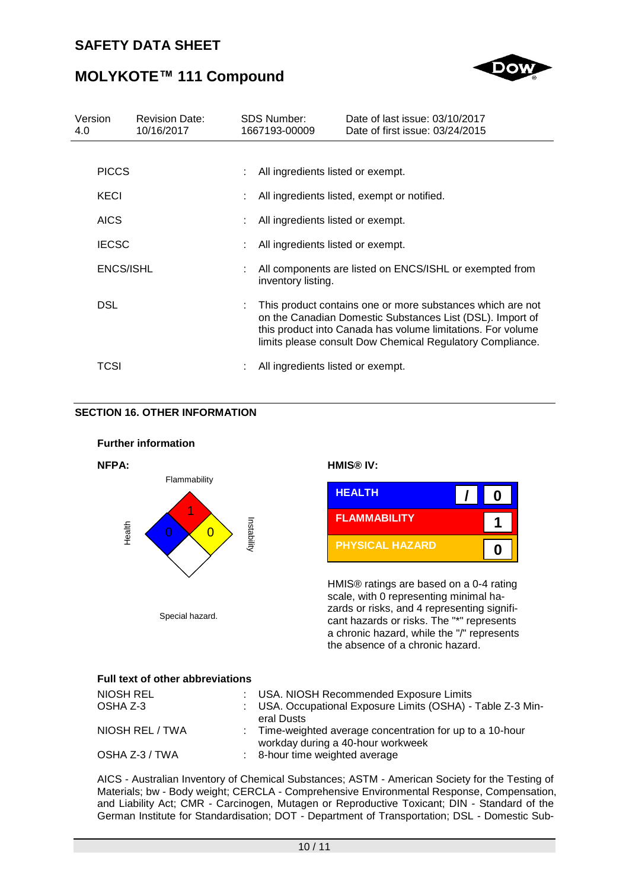| | | | |
|---|---|---|---|
| Version 4.0 | Revision Date: 10/16/2017 | SDS Number: 1667193-00009 | Date of last issue: 03/10/2017<br>Date of first issue: 03/24/2015 |

| | |
|---|---|
| PICCS | : All ingredients listed or exempt. |
| KECI | : All ingredients listed, exempt or notified. |
| AICS | : All ingredients listed or exempt. |
| IECSC | : All ingredients listed or exempt. |
| ENCS/ISHL | : All components are listed on ENCS/ISHL or exempted from inventory listing. |
| DSL | : This product contains one or more substances which are not on the Canadian Domestic Substances List (DSL). Import of this product into Canada has volume limitations. For volume limits please consult Dow Chemical Regulatory Compliance. |
| TCSI | : All ingredients listed or exempt. |

## SECTION 16. OTHER INFORMATION

**Further information**

**NFPA:**

Flammability: 1
Health: 0
Instability: 0
Special hazard.

**HMIS® IV:**

| | | |
|---|---|---|
| HEALTH | / | 0 |
| FLAMMABILITY | | 1 |
| PHYSICAL HAZARD | | 0 |

HMIS® ratings are based on a 0-4 rating scale, with 0 representing minimal hazards or risks, and 4 representing significant hazards or risks. The "*" represents a chronic hazard, while the "/" represents the absence of a chronic hazard.

**Full text of other abbreviations**

| | |
|---|---|
| NIOSH REL | : USA. NIOSH Recommended Exposure Limits |
| OSHA Z-3 | : USA. Occupational Exposure Limits (OSHA) - Table Z-3 Mineral Dusts |
| NIOSH REL / TWA | : Time-weighted average concentration for up to a 10-hour workday during a 40-hour workweek |
| OSHA Z-3 / TWA | : 8-hour time weighted average |

AICS - Australian Inventory of Chemical Substances; ASTM - American Society for the Testing of Materials; bw - Body weight; CERCLA - Comprehensive Environmental Response, Compensation, and Liability Act; CMR - Carcinogen, Mutagen or Reproductive Toxicant; DIN - Standard of the German Institute for Standardisation; DOT - Department of Transportation; DSL - Domestic Sub-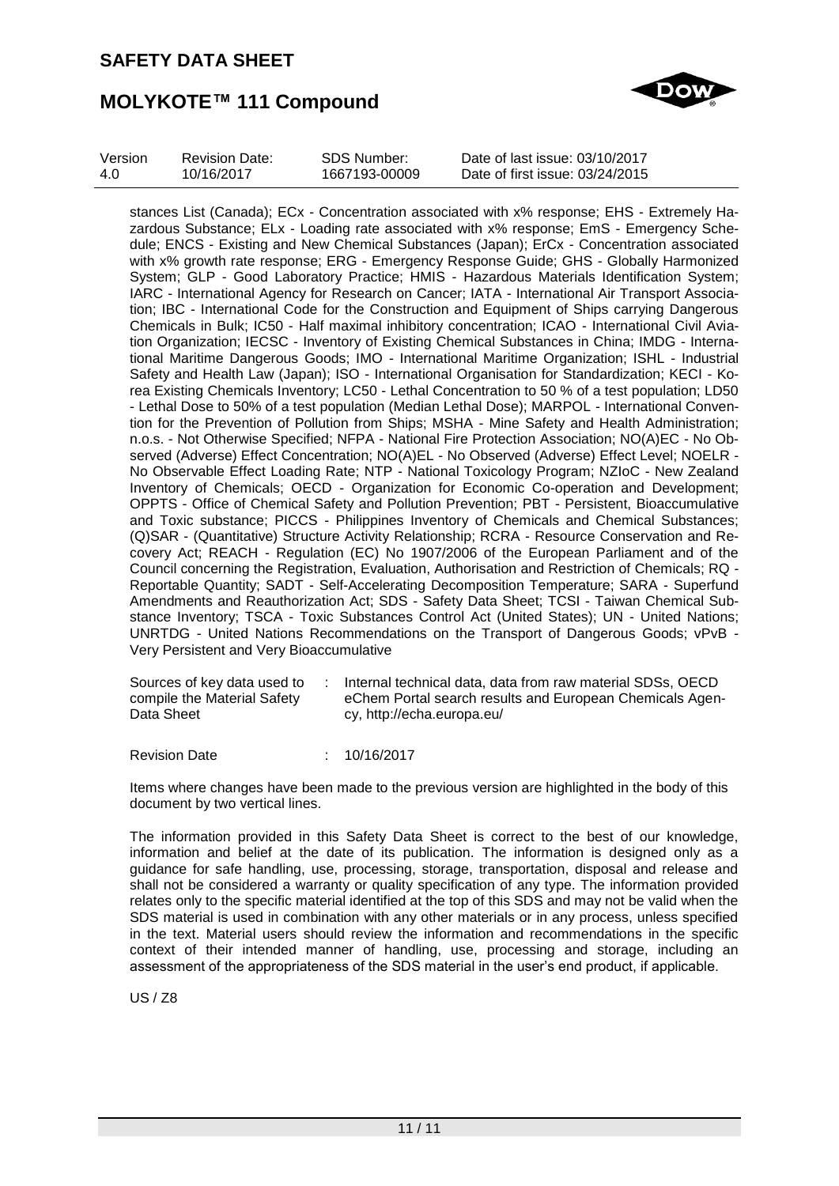| Version | Revision Date: | SDS Number: | Date of last issue: 03/10/2017 |
| --- | --- | --- | --- |
| 4.0 | 10/16/2017 | 1667193-00009 | Date of first issue: 03/24/2015 |

stances List (Canada); ECx - Concentration associated with x% response; EHS - Extremely Hazardous Substance; ELx - Loading rate associated with x% response; EmS - Emergency Schedule; ENCS - Existing and New Chemical Substances (Japan); ErCx - Concentration associated with x% growth rate response; ERG - Emergency Response Guide; GHS - Globally Harmonized System; GLP - Good Laboratory Practice; HMIS - Hazardous Materials Identification System; IARC - International Agency for Research on Cancer; IATA - International Air Transport Association; IBC - International Code for the Construction and Equipment of Ships carrying Dangerous Chemicals in Bulk; IC50 - Half maximal inhibitory concentration; ICAO - International Civil Aviation Organization; IECSC - Inventory of Existing Chemical Substances in China; IMDG - International Maritime Dangerous Goods; IMO - International Maritime Organization; ISHL - Industrial Safety and Health Law (Japan); ISO - International Organisation for Standardization; KECI - Korea Existing Chemicals Inventory; LC50 - Lethal Concentration to 50 % of a test population; LD50 - Lethal Dose to 50% of a test population (Median Lethal Dose); MARPOL - International Convention for the Prevention of Pollution from Ships; MSHA - Mine Safety and Health Administration; n.o.s. - Not Otherwise Specified; NFPA - National Fire Protection Association; NO(A)EC - No Observed (Adverse) Effect Concentration; NO(A)EL - No Observed (Adverse) Effect Level; NOELR - No Observable Effect Loading Rate; NTP - National Toxicology Program; NZIoC - New Zealand Inventory of Chemicals; OECD - Organization for Economic Co-operation and Development; OPPTS - Office of Chemical Safety and Pollution Prevention; PBT - Persistent, Bioaccumulative and Toxic substance; PICCS - Philippines Inventory of Chemicals and Chemical Substances; (Q)SAR - (Quantitative) Structure Activity Relationship; RCRA - Resource Conservation and Recovery Act; REACH - Regulation (EC) No 1907/2006 of the European Parliament and of the Council concerning the Registration, Evaluation, Authorisation and Restriction of Chemicals; RQ - Reportable Quantity; SADT - Self-Accelerating Decomposition Temperature; SARA - Superfund Amendments and Reauthorization Act; SDS - Safety Data Sheet; TCSI - Taiwan Chemical Substance Inventory; TSCA - Toxic Substances Control Act (United States); UN - United Nations; UNRTDG - United Nations Recommendations on the Transport of Dangerous Goods; vPvB - Very Persistent and Very Bioaccumulative

Sources of key data used to compile the Material Safety Data Sheet : Internal technical data, data from raw material SDSs, OECD eChem Portal search results and European Chemicals Agency, http://echa.europa.eu/

Revision Date : 10/16/2017

Items where changes have been made to the previous version are highlighted in the body of this document by two vertical lines.

The information provided in this Safety Data Sheet is correct to the best of our knowledge, information and belief at the date of its publication. The information is designed only as a guidance for safe handling, use, processing, storage, transportation, disposal and release and shall not be considered a warranty or quality specification of any type. The information provided relates only to the specific material identified at the top of this SDS and may not be valid when the SDS material is used in combination with any other materials or in any process, unless specified in the text. Material users should review the information and recommendations in the specific context of their intended manner of handling, use, processing and storage, including an assessment of the appropriateness of the SDS material in the user's end product, if applicable.

US / Z8